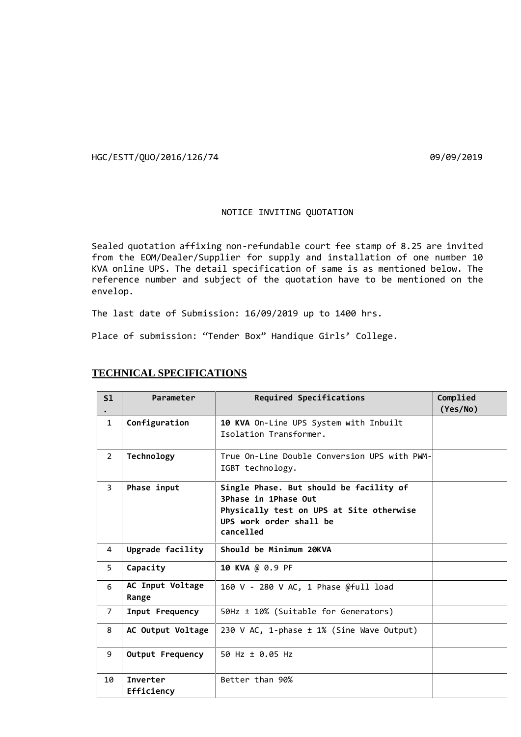HGC/ESTT/QUO/2016/126/74 09/09/2019

NOTICE INVITING QUOTATION

Sealed quotation affixing non-refundable court fee stamp of 8.25 are invited from the EOM/Dealer/Supplier for supply and installation of one number 10 KVA online UPS. The detail specification of same is as mentioned below. The reference number and subject of the quotation have to be mentioned on the envelop.

The last date of Submission: 16/09/2019 up to 1400 hrs.

Place of submission: “Tender Box” Handique Girls’ College.

## TECHNICAL SPECIFICATIONS

| Sl. | Parameter | Required Specifications | Complied (Yes/No) |
|---|---|---|---|
| 1 | **Configuration** | **10 KVA** On-Line UPS System with Inbuilt Isolation Transformer. | |
| 2 | **Technology** | True On-Line Double Conversion UPS with PWM-IGBT technology. | |
| 3 | **Phase input** | **Single Phase. But should be facility of 3Phase in 1Phase Out Physically test on UPS at Site otherwise UPS work order shall be cancelled** | |
| 4 | **Upgrade facility** | **Should be Minimum 20KVA** | |
| 5 | **Capacity** | **10 KVA** @ 0.9 PF | |
| 6 | **AC Input Voltage Range** | 160 V - 280 V AC, 1 Phase @full load | |
| 7 | **Input Frequency** | 50Hz ± 10% (Suitable for Generators) | |
| 8 | **AC Output Voltage** | 230 V AC, 1-phase ± 1% (Sine Wave Output) | |
| 9 | **Output Frequency** | 50 Hz ± 0.05 Hz | |
| 10 | **Inverter Efficiency** | Better than 90% | |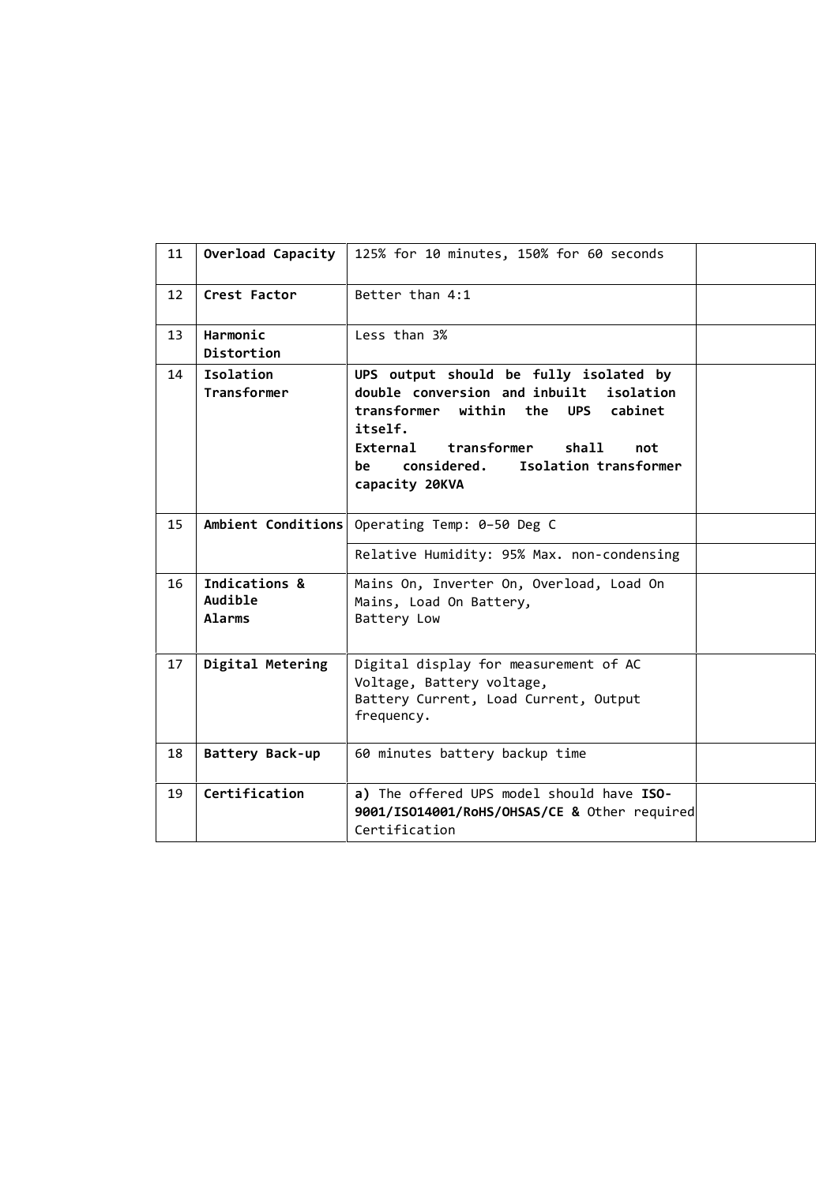| 11 | **Overload Capacity** | 125% for 10 minutes, 150% for 60 seconds | |
|---|---|---|---|
| 12 | **Crest Factor** | Better than 4:1 | |
| 13 | **Harmonic Distortion** | Less than 3% | |
| 14 | **Isolation Transformer** | **UPS output should be fully isolated by double conversion and inbuilt isolation transformer within the UPS cabinet itself.**<br>**External transformer shall not be considered. Isolation transformer capacity 20KVA** | |
| 15 | **Ambient Conditions** | Operating Temp: 0–50 Deg C | |
| | | Relative Humidity: 95% Max. non-condensing | |
| 16 | **Indications & Audible Alarms** | Mains On, Inverter On, Overload, Load On Mains, Load On Battery, Battery Low | |
| 17 | **Digital Metering** | Digital display for measurement of AC Voltage, Battery voltage, Battery Current, Load Current, Output frequency. | |
| 18 | **Battery Back-up** | 60 minutes battery backup time | |
| 19 | **Certification** | **a)** The offered UPS model should have **ISO-9001/ISO14001/RoHS/OHSAS/CE &** Other required Certification | |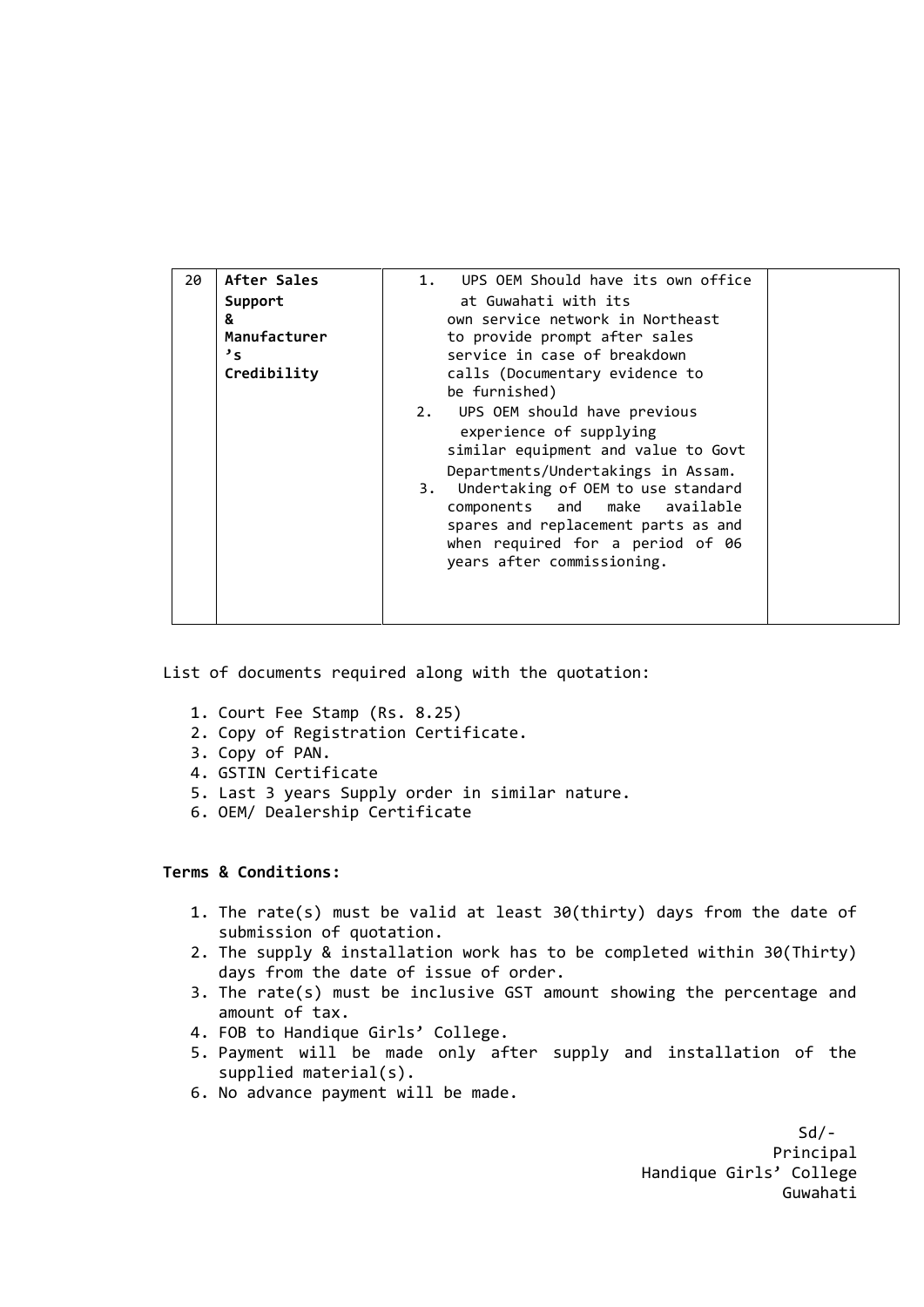| | | | |
|---|---|---|---|
| 20 | **After Sales Support & Manufacturer's Credibility** | 1. UPS OEM Should have its own office at Guwahati with its own service network in Northeast to provide prompt after sales service in case of breakdown calls (Documentary evidence to be furnished)<br>2. UPS OEM should have previous experience of supplying similar equipment and value to Govt Departments/Undertakings in Assam.<br>3. Undertaking of OEM to use standard components and make available spares and replacement parts as and when required for a period of 06 years after commissioning. | |

List of documents required along with the quotation:

1. Court Fee Stamp (Rs. 8.25)
2. Copy of Registration Certificate.
3. Copy of PAN.
4. GSTIN Certificate
5. Last 3 years Supply order in similar nature.
6. OEM/ Dealership Certificate

**Terms & Conditions:**

1. The rate(s) must be valid at least 30(thirty) days from the date of submission of quotation.
2. The supply & installation work has to be completed within 30(Thirty) days from the date of issue of order.
3. The rate(s) must be inclusive GST amount showing the percentage and amount of tax.
4. FOB to Handique Girls' College.
5. Payment will be made only after supply and installation of the supplied material(s).
6. No advance payment will be made.

Sd/-
Principal
Handique Girls' College
Guwahati